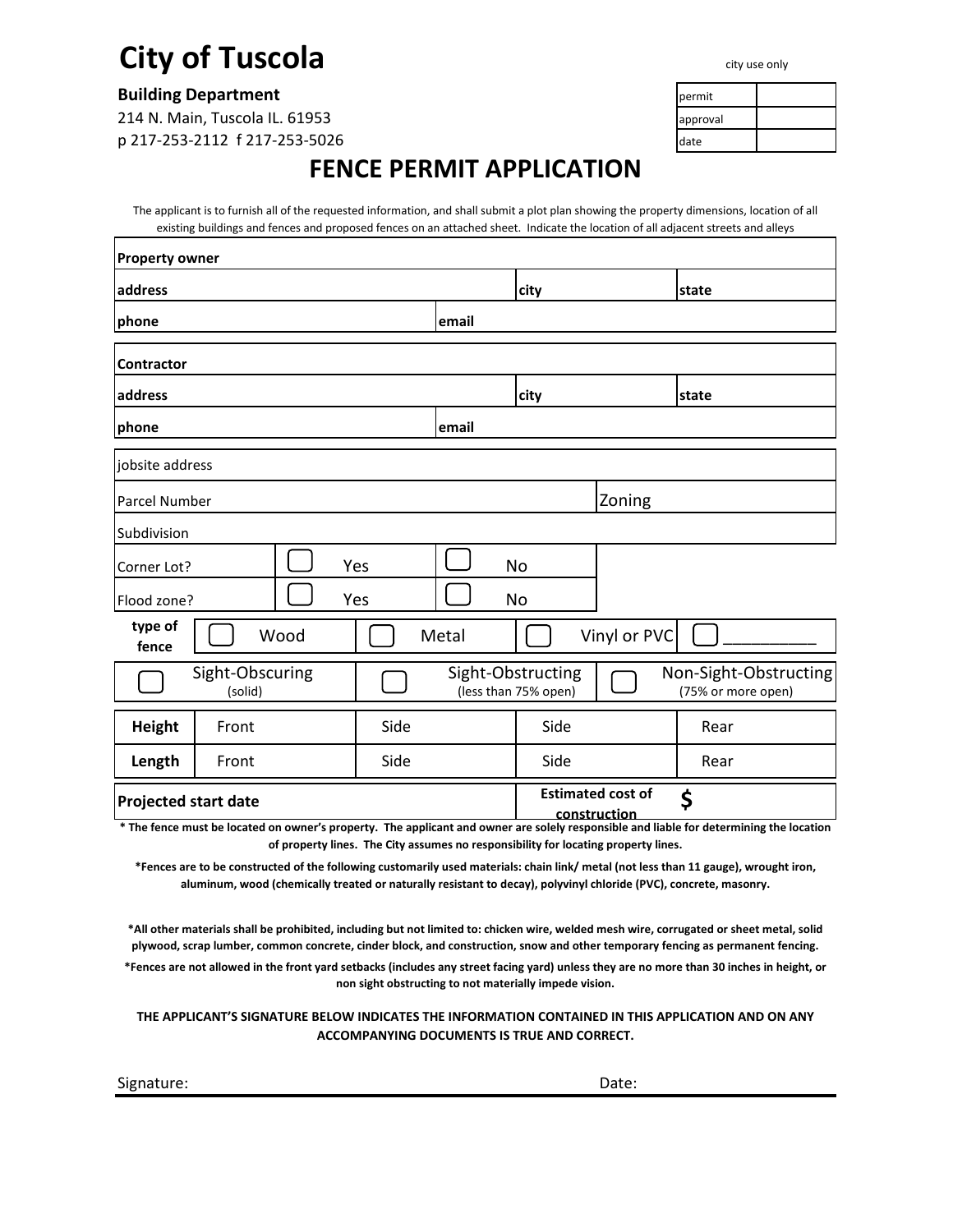# City of Tuscola

city use only

| permit | |
|---|---|
| approval | |
| date | |

**Building Department**

214 N. Main, Tuscola IL. 61953

p 217-253-2112 f 217-253-5026

## FENCE PERMIT APPLICATION

The applicant is to furnish all of the requested information, and shall submit a plot plan showing the property dimensions, location of all existing buildings and fences and proposed fences on an attached sheet. Indicate the location of all adjacent streets and alleys

| **Property owner** | | | |
|---|---|---|---|
| **address** | | **city** | **state** |
| **phone** | **email** | | |

| **Contractor** | | | |
|---|---|---|---|
| **address** | | **city** | **state** |
| **phone** | **email** | | |

| jobsite address | |
|---|---|
| Parcel Number | Zoning |
| Subdivision | |

| | | |
|---|---|---|
| Corner Lot? | ☐ Yes | ☐ No |
| Flood zone? | ☐ Yes | ☐ No |

| type of fence | ☐ Wood | ☐ Metal | ☐ Vinyl or PVC | ☐ __________ |
|---|---|---|---|---|

| ☐ Sight-Obscuring (solid) | ☐ Sight-Obstructing (less than 75% open) | ☐ Non-Sight-Obstructing (75% or more open) |
|---|---|---|

| | | | | |
|---|---|---|---|---|
| **Height** | Front | Side | Side | Rear |
| **Length** | Front | Side | Side | Rear |

| **Projected start date** | **Estimated cost of construction** $ |
|---|---|

**\* The fence must be located on owner's property. The applicant and owner are solely responsible and liable for determining the location of property lines. The City assumes no responsibility for locating property lines.**

**\*Fences are to be constructed of the following customarily used materials: chain link/ metal (not less than 11 gauge), wrought iron, aluminum, wood (chemically treated or naturally resistant to decay), polyvinyl chloride (PVC), concrete, masonry.**

**\*All other materials shall be prohibited, including but not limited to: chicken wire, welded mesh wire, corrugated or sheet metal, solid plywood, scrap lumber, common concrete, cinder block, and construction, snow and other temporary fencing as permanent fencing.**

**\*Fences are not allowed in the front yard setbacks (includes any street facing yard) unless they are no more than 30 inches in height, or non sight obstructing to not materially impede vision.**

**THE APPLICANT'S SIGNATURE BELOW INDICATES THE INFORMATION CONTAINED IN THIS APPLICATION AND ON ANY ACCOMPANYING DOCUMENTS IS TRUE AND CORRECT.**

Signature: ______________________________ Date: ______________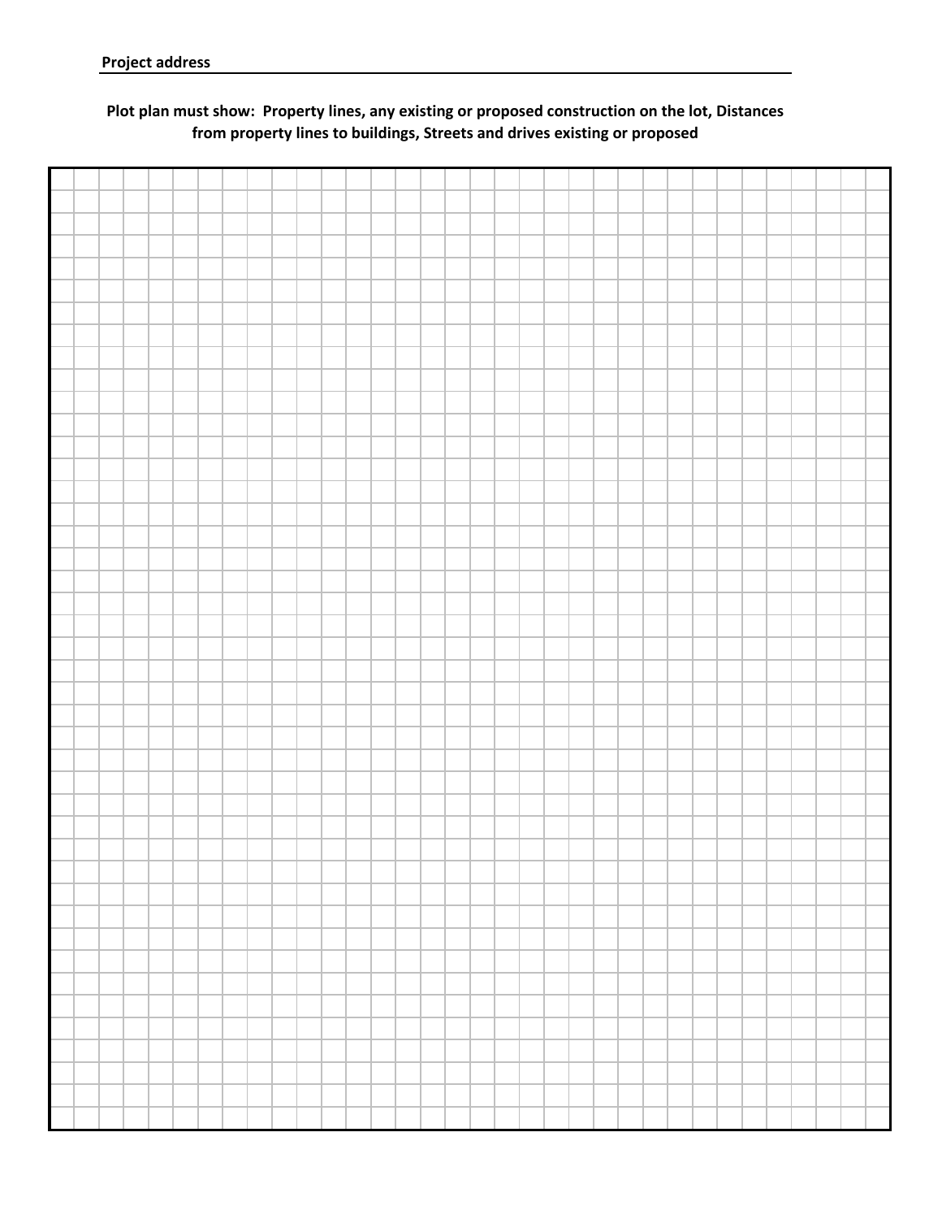**Project address** ______________________________________________

**Plot plan must show: Property lines, any existing or proposed construction on the lot, Distances from property lines to buildings, Streets and drives existing or proposed**